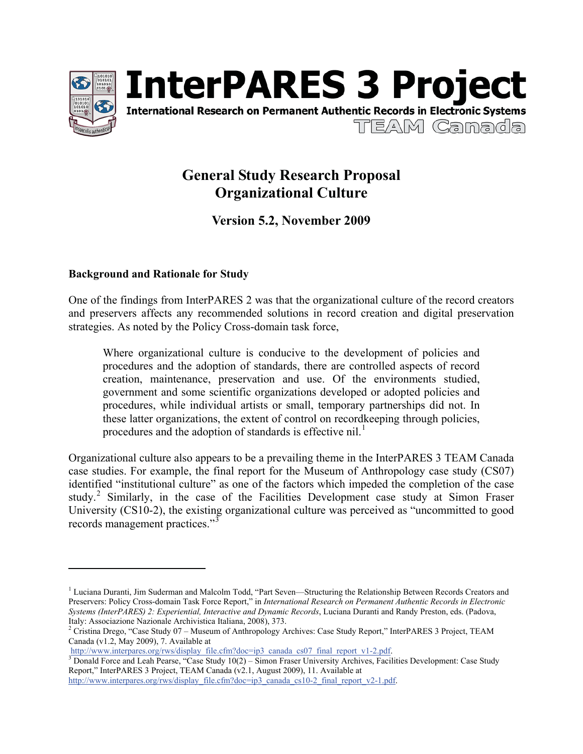# InterPARES 3 Project

International Research on Permanent Authentic Records in Electronic Systems

TEAM Canada

## General Study Research Proposal Organizational Culture

### Version 5.2, November 2009

**Background and Rationale for Study**

One of the findings from InterPARES 2 was that the organizational culture of the record creators and preservers affects any recommended solutions in record creation and digital preservation strategies. As noted by the Policy Cross-domain task force,

> Where organizational culture is conducive to the development of policies and procedures and the adoption of standards, there are controlled aspects of record creation, maintenance, preservation and use. Of the environments studied, government and some scientific organizations developed or adopted policies and procedures, while individual artists or small, temporary partnerships did not. In these latter organizations, the extent of control on recordkeeping through policies, procedures and the adoption of standards is effective nil.[1]

Organizational culture also appears to be a prevailing theme in the InterPARES 3 TEAM Canada case studies. For example, the final report for the Museum of Anthropology case study (CS07) identified "institutional culture" as one of the factors which impeded the completion of the case study.[2] Similarly, in the case of the Facilities Development case study at Simon Fraser University (CS10-2), the existing organizational culture was perceived as "uncommitted to good records management practices."[3]

---

[1] Luciana Duranti, Jim Suderman and Malcolm Todd, "Part Seven—Structuring the Relationship Between Records Creators and Preservers: Policy Cross-domain Task Force Report," in *International Research on Permanent Authentic Records in Electronic Systems (InterPARES) 2: Experiential, Interactive and Dynamic Records*, Luciana Duranti and Randy Preston, eds. (Padova, Italy: Associazione Nazionale Archivistica Italiana, 2008), 373.

[2] Cristina Drego, "Case Study 07 – Museum of Anthropology Archives: Case Study Report," InterPARES 3 Project, TEAM Canada (v1.2, May 2009), 7. Available at http://www.interpares.org/rws/display_file.cfm?doc=ip3_canada_cs07_final_report_v1-2.pdf.

[3] Donald Force and Leah Pearse, "Case Study 10(2) – Simon Fraser University Archives, Facilities Development: Case Study Report," InterPARES 3 Project, TEAM Canada (v2.1, August 2009), 11. Available at http://www.interpares.org/rws/display_file.cfm?doc=ip3_canada_cs10-2_final_report_v2-1.pdf.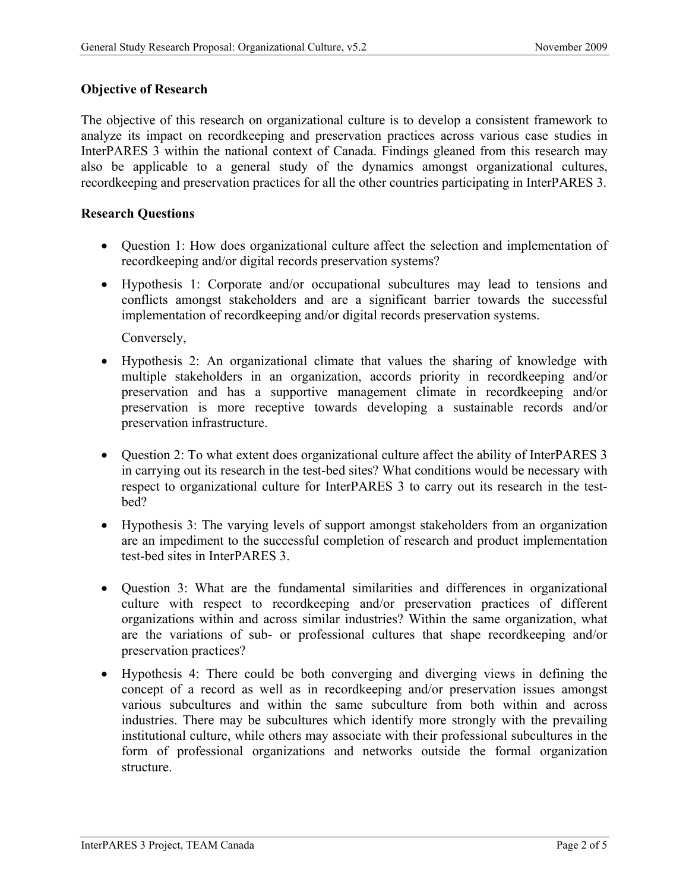**Objective of Research**

The objective of this research on organizational culture is to develop a consistent framework to analyze its impact on recordkeeping and preservation practices across various case studies in InterPARES 3 within the national context of Canada. Findings gleaned from this research may also be applicable to a general study of the dynamics amongst organizational cultures, recordkeeping and preservation practices for all the other countries participating in InterPARES 3.

**Research Questions**

- Question 1: How does organizational culture affect the selection and implementation of recordkeeping and/or digital records preservation systems?
- Hypothesis 1: Corporate and/or occupational subcultures may lead to tensions and conflicts amongst stakeholders and are a significant barrier towards the successful implementation of recordkeeping and/or digital records preservation systems.

  Conversely,

- Hypothesis 2: An organizational climate that values the sharing of knowledge with multiple stakeholders in an organization, accords priority in recordkeeping and/or preservation and has a supportive management climate in recordkeeping and/or preservation is more receptive towards developing a sustainable records and/or preservation infrastructure.

- Question 2: To what extent does organizational culture affect the ability of InterPARES 3 in carrying out its research in the test-bed sites? What conditions would be necessary with respect to organizational culture for InterPARES 3 to carry out its research in the test-bed?
- Hypothesis 3: The varying levels of support amongst stakeholders from an organization are an impediment to the successful completion of research and product implementation test-bed sites in InterPARES 3.

- Question 3: What are the fundamental similarities and differences in organizational culture with respect to recordkeeping and/or preservation practices of different organizations within and across similar industries? Within the same organization, what are the variations of sub- or professional cultures that shape recordkeeping and/or preservation practices?
- Hypothesis 4: There could be both converging and diverging views in defining the concept of a record as well as in recordkeeping and/or preservation issues amongst various subcultures and within the same subculture from both within and across industries. There may be subcultures which identify more strongly with the prevailing institutional culture, while others may associate with their professional subcultures in the form of professional organizations and networks outside the formal organization structure.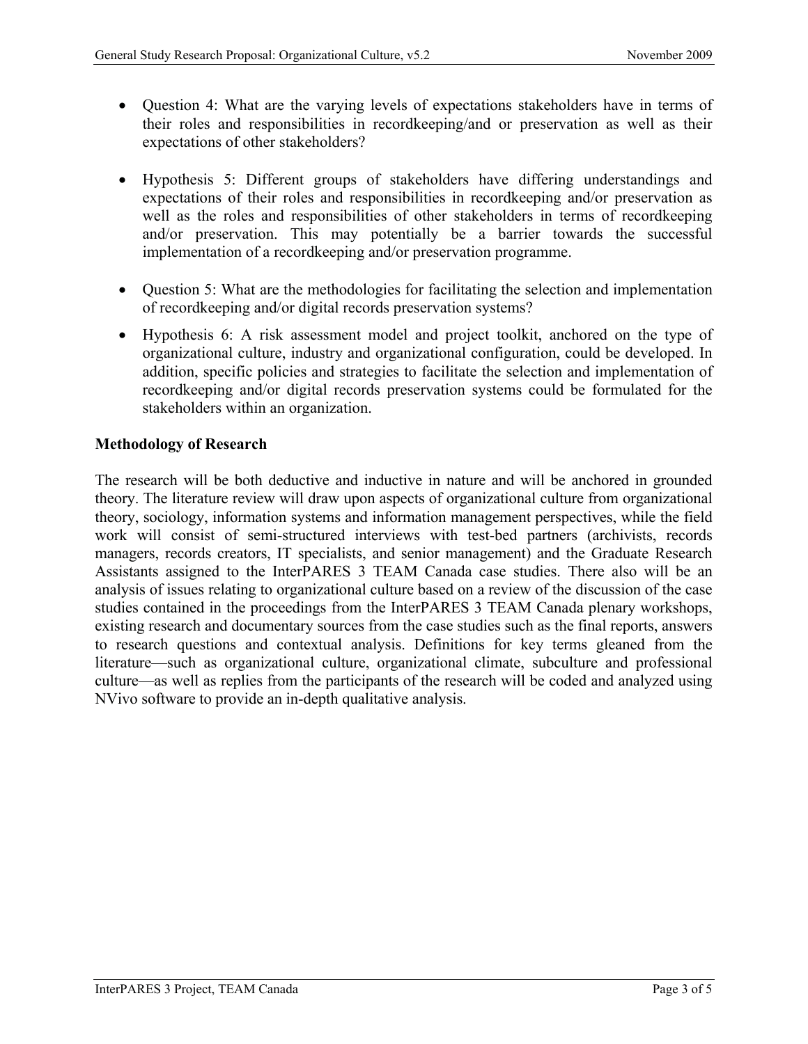- Question 4: What are the varying levels of expectations stakeholders have in terms of their roles and responsibilities in recordkeeping/and or preservation as well as their expectations of other stakeholders?

- Hypothesis 5: Different groups of stakeholders have differing understandings and expectations of their roles and responsibilities in recordkeeping and/or preservation as well as the roles and responsibilities of other stakeholders in terms of recordkeeping and/or preservation. This may potentially be a barrier towards the successful implementation of a recordkeeping and/or preservation programme.

- Question 5: What are the methodologies for facilitating the selection and implementation of recordkeeping and/or digital records preservation systems?
- Hypothesis 6: A risk assessment model and project toolkit, anchored on the type of organizational culture, industry and organizational configuration, could be developed. In addition, specific policies and strategies to facilitate the selection and implementation of recordkeeping and/or digital records preservation systems could be formulated for the stakeholders within an organization.

**Methodology of Research**

The research will be both deductive and inductive in nature and will be anchored in grounded theory. The literature review will draw upon aspects of organizational culture from organizational theory, sociology, information systems and information management perspectives, while the field work will consist of semi-structured interviews with test-bed partners (archivists, records managers, records creators, IT specialists, and senior management) and the Graduate Research Assistants assigned to the InterPARES 3 TEAM Canada case studies. There also will be an analysis of issues relating to organizational culture based on a review of the discussion of the case studies contained in the proceedings from the InterPARES 3 TEAM Canada plenary workshops, existing research and documentary sources from the case studies such as the final reports, answers to research questions and contextual analysis. Definitions for key terms gleaned from the literature—such as organizational culture, organizational climate, subculture and professional culture—as well as replies from the participants of the research will be coded and analyzed using NVivo software to provide an in-depth qualitative analysis.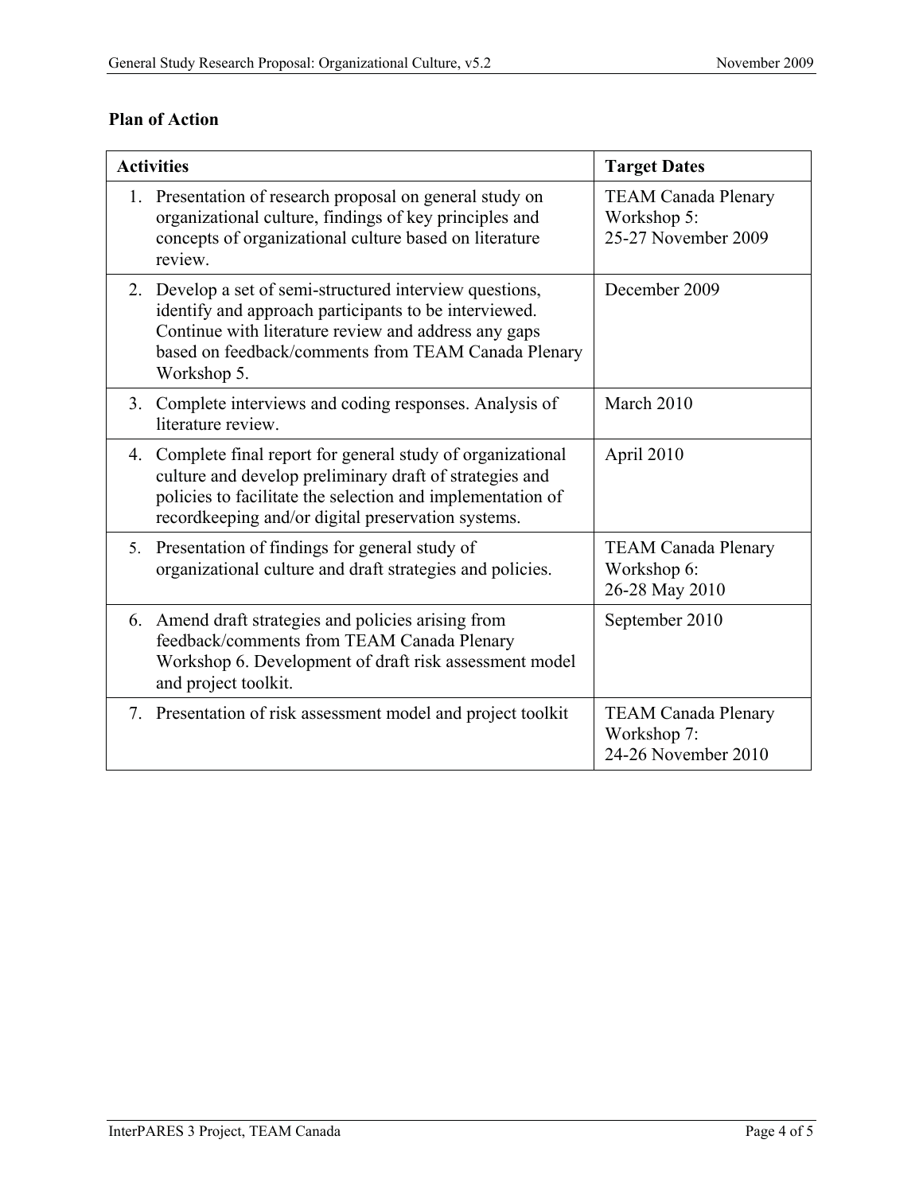**Plan of Action**

| Activities | Target Dates |
| --- | --- |
| 1. Presentation of research proposal on general study on organizational culture, findings of key principles and concepts of organizational culture based on literature review. | TEAM Canada Plenary Workshop 5: 25-27 November 2009 |
| 2. Develop a set of semi-structured interview questions, identify and approach participants to be interviewed. Continue with literature review and address any gaps based on feedback/comments from TEAM Canada Plenary Workshop 5. | December 2009 |
| 3. Complete interviews and coding responses. Analysis of literature review. | March 2010 |
| 4. Complete final report for general study of organizational culture and develop preliminary draft of strategies and policies to facilitate the selection and implementation of recordkeeping and/or digital preservation systems. | April 2010 |
| 5. Presentation of findings for general study of organizational culture and draft strategies and policies. | TEAM Canada Plenary Workshop 6: 26-28 May 2010 |
| 6. Amend draft strategies and policies arising from feedback/comments from TEAM Canada Plenary Workshop 6. Development of draft risk assessment model and project toolkit. | September 2010 |
| 7. Presentation of risk assessment model and project toolkit | TEAM Canada Plenary Workshop 7: 24-26 November 2010 |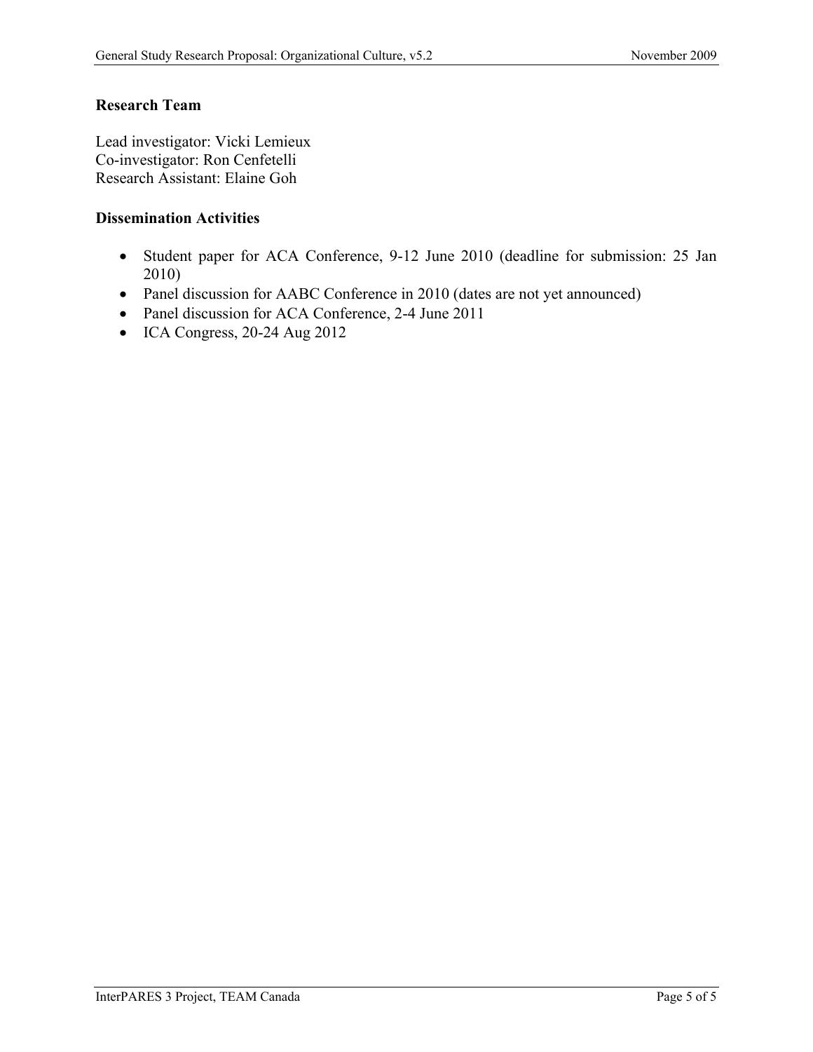## Research Team

Lead investigator: Vicki Lemieux
Co-investigator: Ron Cenfetelli
Research Assistant: Elaine Goh

## Dissemination Activities

- Student paper for ACA Conference, 9-12 June 2010 (deadline for submission: 25 Jan 2010)
- Panel discussion for AABC Conference in 2010 (dates are not yet announced)
- Panel discussion for ACA Conference, 2-4 June 2011
- ICA Congress, 20-24 Aug 2012